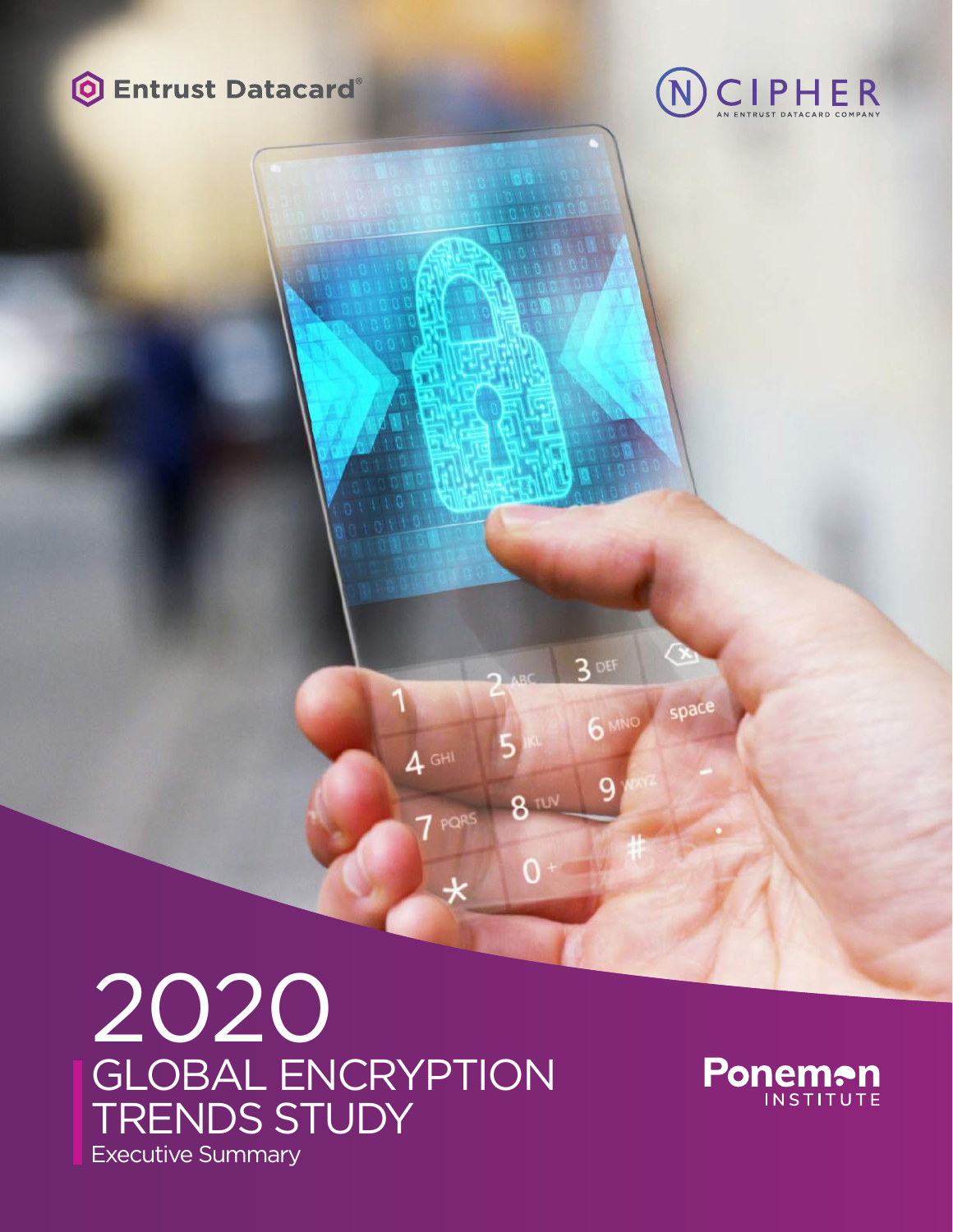Entrust Datacard®

nCIPHER
AN ENTRUST DATACARD COMPANY

# 2020 GLOBAL ENCRYPTION TRENDS STUDY

Executive Summary

Ponemon INSTITUTE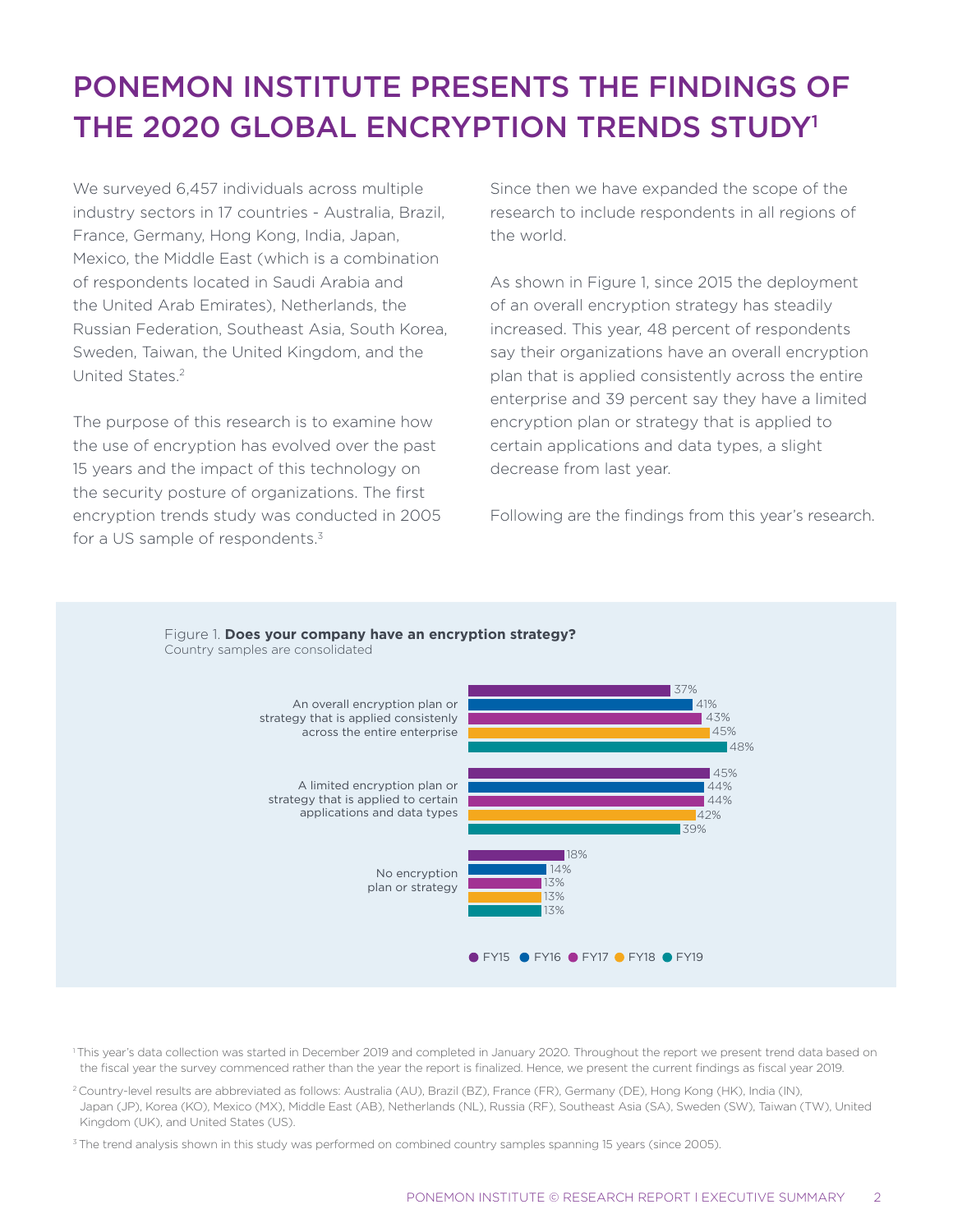# PONEMON INSTITUTE PRESENTS THE FINDINGS OF THE 2020 GLOBAL ENCRYPTION TRENDS STUDY[1]

We surveyed 6,457 individuals across multiple industry sectors in 17 countries - Australia, Brazil, France, Germany, Hong Kong, India, Japan, Mexico, the Middle East (which is a combination of respondents located in Saudi Arabia and the United Arab Emirates), Netherlands, the Russian Federation, Southeast Asia, South Korea, Sweden, Taiwan, the United Kingdom, and the United States.[2]

The purpose of this research is to examine how the use of encryption has evolved over the past 15 years and the impact of this technology on the security posture of organizations. The first encryption trends study was conducted in 2005 for a US sample of respondents.[3] Since then we have expanded the scope of the research to include respondents in all regions of the world.

As shown in Figure 1, since 2015 the deployment of an overall encryption strategy has steadily increased. This year, 48 percent of respondents say their organizations have an overall encryption plan that is applied consistently across the entire enterprise and 39 percent say they have a limited encryption plan or strategy that is applied to certain applications and data types, a slight decrease from last year.

Following are the findings from this year's research.

Figure 1. **Does your company have an encryption strategy?**
Country samples are consolidated

| | FY15 | FY16 | FY17 | FY18 | FY19 |
|---|---|---|---|---|---|
| An overall encryption plan or strategy that is applied consistently across the entire enterprise | 37% | 41% | 43% | 45% | 48% |
| A limited encryption plan or strategy that is applied to certain applications and data types | 45% | 44% | 44% | 42% | 39% |
| No encryption plan or strategy | 18% | 14% | 13% | 13% | 13% |

[1] This year's data collection was started in December 2019 and completed in January 2020. Throughout the report we present trend data based on the fiscal year the survey commenced rather than the year the report is finalized. Hence, we present the current findings as fiscal year 2019.

[2] Country-level results are abbreviated as follows: Australia (AU), Brazil (BZ), France (FR), Germany (DE), Hong Kong (HK), India (IN), Japan (JP), Korea (KO), Mexico (MX), Middle East (AB), Netherlands (NL), Russia (RF), Southeast Asia (SA), Sweden (SW), Taiwan (TW), United Kingdom (UK), and United States (US).

[3] The trend analysis shown in this study was performed on combined country samples spanning 15 years (since 2005).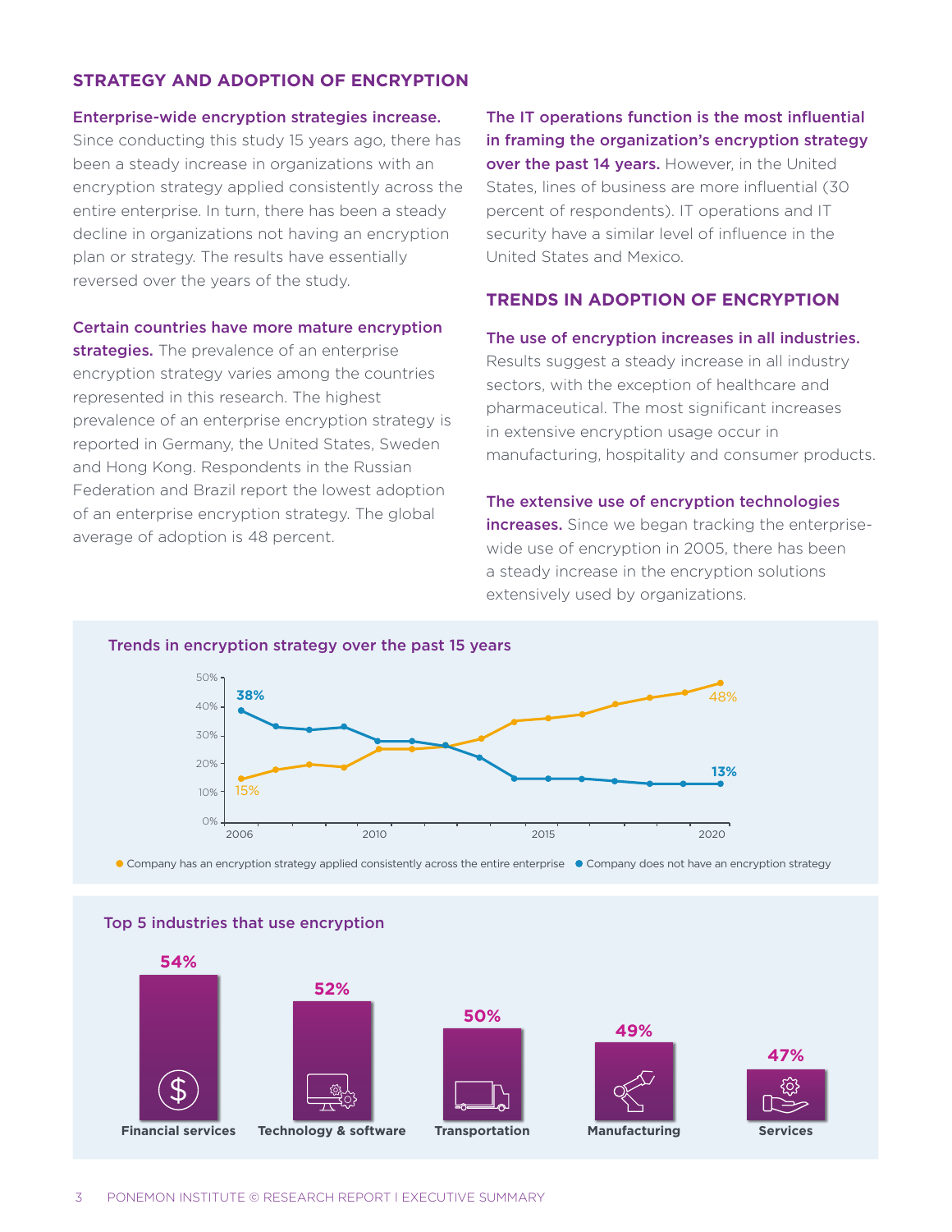## STRATEGY AND ADOPTION OF ENCRYPTION

**Enterprise-wide encryption strategies increase.** Since conducting this study 15 years ago, there has been a steady increase in organizations with an encryption strategy applied consistently across the entire enterprise. In turn, there has been a steady decline in organizations not having an encryption plan or strategy. The results have essentially reversed over the years of the study.

**Certain countries have more mature encryption strategies.** The prevalence of an enterprise encryption strategy varies among the countries represented in this research. The highest prevalence of an enterprise encryption strategy is reported in Germany, the United States, Sweden and Hong Kong. Respondents in the Russian Federation and Brazil report the lowest adoption of an enterprise encryption strategy. The global average of adoption is 48 percent.

**The IT operations function is the most influential in framing the organization's encryption strategy over the past 14 years.** However, in the United States, lines of business are more influential (30 percent of respondents). IT operations and IT security have a similar level of influence in the United States and Mexico.

## TRENDS IN ADOPTION OF ENCRYPTION

**The use of encryption increases in all industries.** Results suggest a steady increase in all industry sectors, with the exception of healthcare and pharmaceutical. The most significant increases in extensive encryption usage occur in manufacturing, hospitality and consumer products.

**The extensive use of encryption technologies increases.** Since we began tracking the enterprise-wide use of encryption in 2005, there has been a steady increase in the encryption solutions extensively used by organizations.

**Trends in encryption strategy over the past 15 years**

- Company has an encryption strategy applied consistently across the entire enterprise: 15% (2006) to 48% (2020)
- Company does not have an encryption strategy: 38% (2006) to 13% (2020)

**Top 5 industries that use encryption**

| Industry | Percent |
|---|---|
| Financial services | 54% |
| Technology & software | 52% |
| Transportation | 50% |
| Manufacturing | 49% |
| Services | 47% |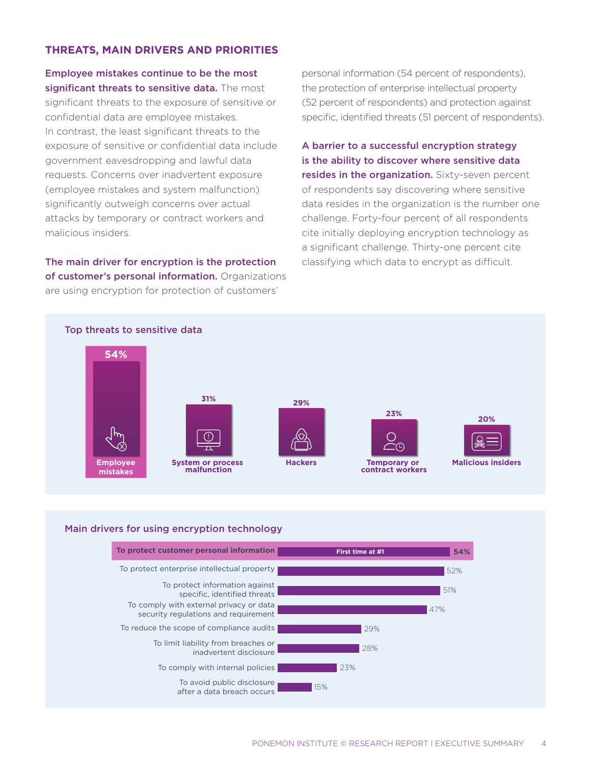## THREATS, MAIN DRIVERS AND PRIORITIES

**Employee mistakes continue to be the most significant threats to sensitive data.** The most significant threats to the exposure of sensitive or confidential data are employee mistakes. In contrast, the least significant threats to the exposure of sensitive or confidential data include government eavesdropping and lawful data requests. Concerns over inadvertent exposure (employee mistakes and system malfunction) significantly outweigh concerns over actual attacks by temporary or contract workers and malicious insiders.

**The main driver for encryption is the protection of customer's personal information.** Organizations are using encryption for protection of customers' personal information (54 percent of respondents), the protection of enterprise intellectual property (52 percent of respondents) and protection against specific, identified threats (51 percent of respondents).

**A barrier to a successful encryption strategy is the ability to discover where sensitive data resides in the organization.** Sixty-seven percent of respondents say discovering where sensitive data resides in the organization is the number one challenge. Forty-four percent of all respondents cite initially deploying encryption technology as a significant challenge. Thirty-one percent cite classifying which data to encrypt as difficult.

### Top threats to sensitive data

| Threat | Percent |
|---|---|
| Employee mistakes | 54% |
| System or process malfunction | 31% |
| Hackers | 29% |
| Temporary or contract workers | 23% |
| Malicious insiders | 20% |

### Main drivers for using encryption technology

| Driver | Percent |
|---|---|
| **To protect customer personal information** (First time at #1) | **54%** |
| To protect enterprise intellectual property | 52% |
| To protect information against specific, identified threats | 51% |
| To comply with external privacy or data security regulations and requirement | 47% |
| To reduce the scope of compliance audits | 29% |
| To limit liability from breaches or inadvertent disclosure | 28% |
| To comply with internal policies | 23% |
| To avoid public disclosure after a data breach occurs | 15% |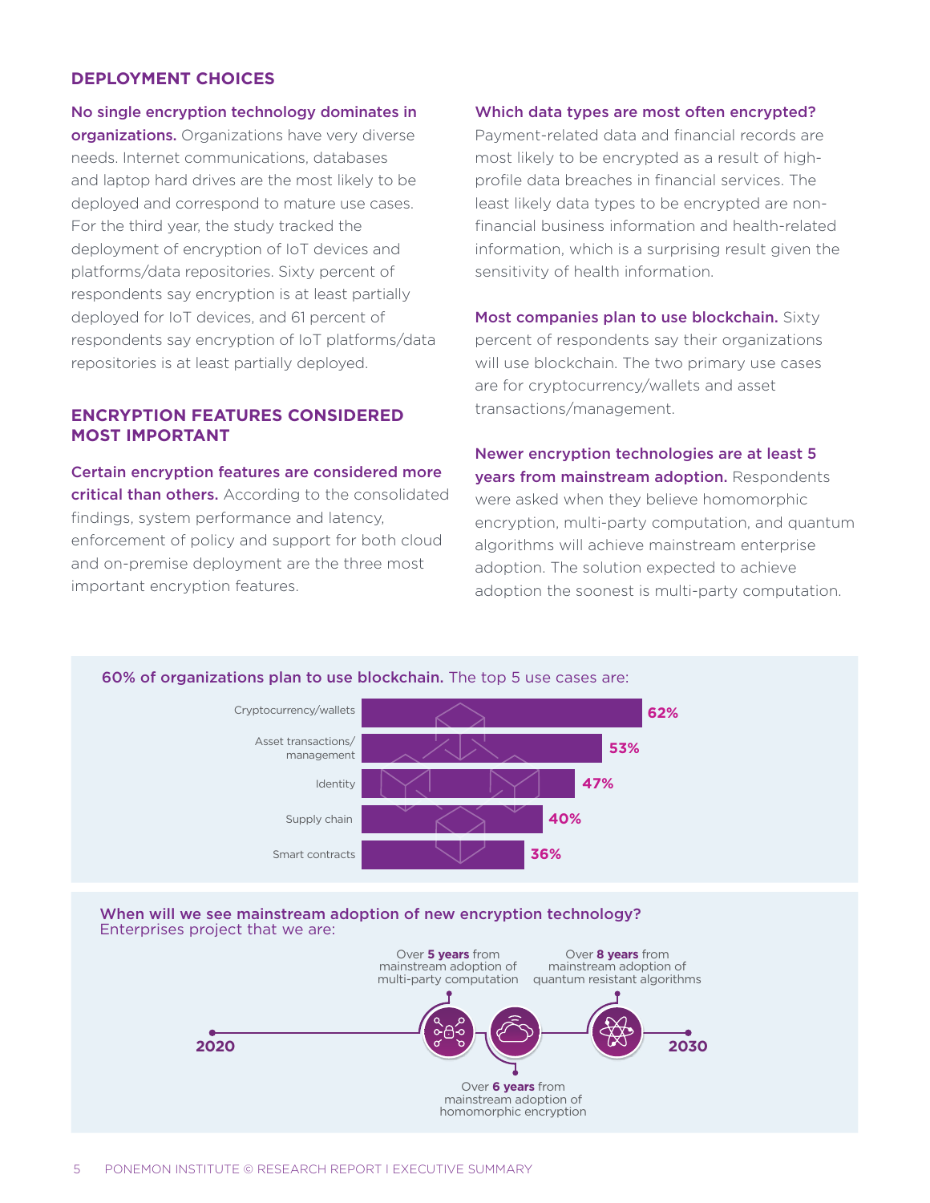## DEPLOYMENT CHOICES

**No single encryption technology dominates in organizations.** Organizations have very diverse needs. Internet communications, databases and laptop hard drives are the most likely to be deployed and correspond to mature use cases. For the third year, the study tracked the deployment of encryption of IoT devices and platforms/data repositories. Sixty percent of respondents say encryption is at least partially deployed for IoT devices, and 61 percent of respondents say encryption of IoT platforms/data repositories is at least partially deployed.

## ENCRYPTION FEATURES CONSIDERED MOST IMPORTANT

**Certain encryption features are considered more critical than others.** According to the consolidated findings, system performance and latency, enforcement of policy and support for both cloud and on-premise deployment are the three most important encryption features.

**Which data types are most often encrypted?** Payment-related data and financial records are most likely to be encrypted as a result of high-profile data breaches in financial services. The least likely data types to be encrypted are non-financial business information and health-related information, which is a surprising result given the sensitivity of health information.

**Most companies plan to use blockchain.** Sixty percent of respondents say their organizations will use blockchain. The two primary use cases are for cryptocurrency/wallets and asset transactions/management.

**Newer encryption technologies are at least 5 years from mainstream adoption.** Respondents were asked when they believe homomorphic encryption, multi-party computation, and quantum algorithms will achieve mainstream enterprise adoption. The solution expected to achieve adoption the soonest is multi-party computation.

**60% of organizations plan to use blockchain.** The top 5 use cases are:

| Use case | Percentage |
|---|---|
| Cryptocurrency/wallets | 62% |
| Asset transactions/ management | 53% |
| Identity | 47% |
| Supply chain | 40% |
| Smart contracts | 36% |

**When will we see mainstream adoption of new encryption technology?**
Enterprises project that we are:

- Over **5 years** from mainstream adoption of multi-party computation
- Over **6 years** from mainstream adoption of homomorphic encryption
- Over **8 years** from mainstream adoption of quantum resistant algorithms

2020 — 2030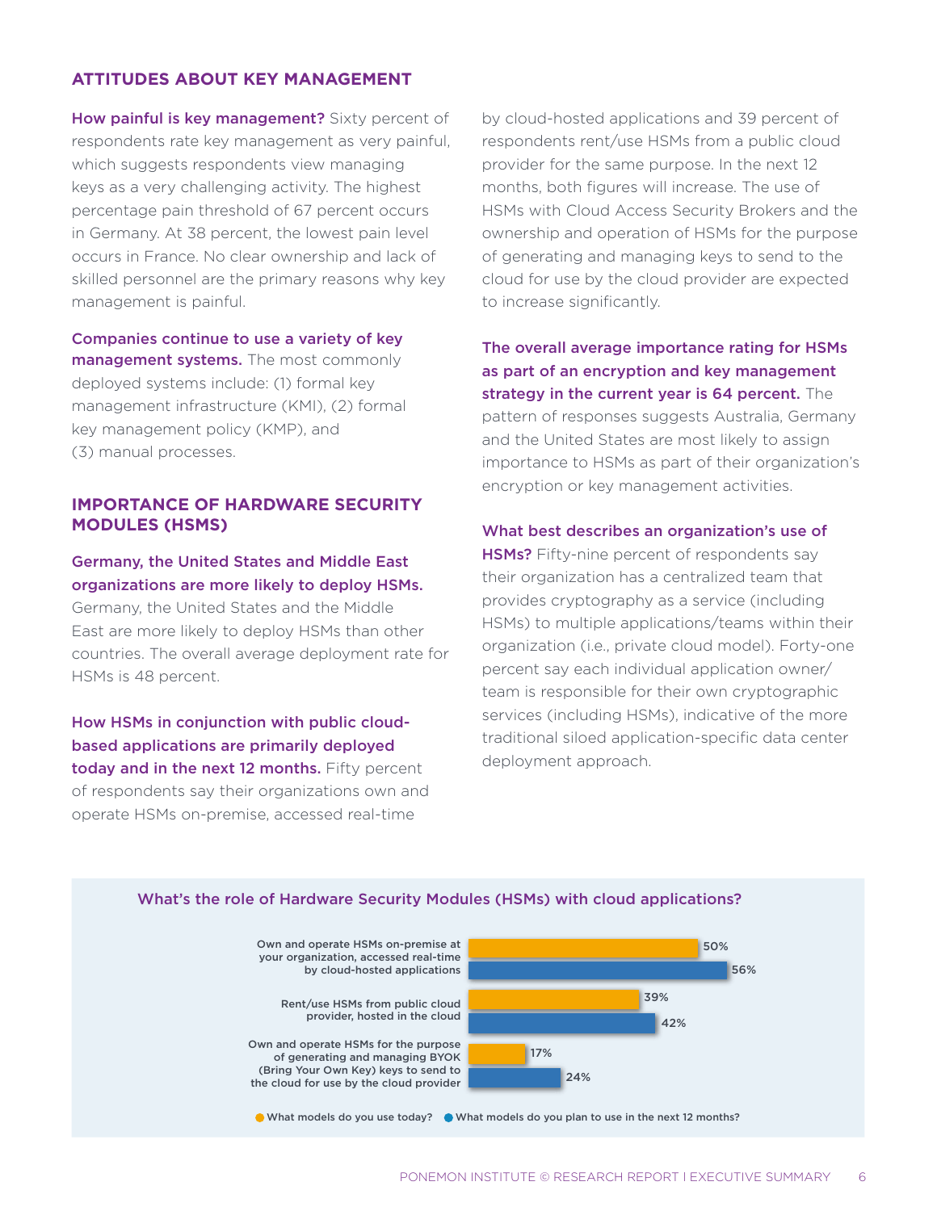## ATTITUDES ABOUT KEY MANAGEMENT

**How painful is key management?** Sixty percent of respondents rate key management as very painful, which suggests respondents view managing keys as a very challenging activity. The highest percentage pain threshold of 67 percent occurs in Germany. At 38 percent, the lowest pain level occurs in France. No clear ownership and lack of skilled personnel are the primary reasons why key management is painful.

**Companies continue to use a variety of key management systems.** The most commonly deployed systems include: (1) formal key management infrastructure (KMI), (2) formal key management policy (KMP), and (3) manual processes.

## IMPORTANCE OF HARDWARE SECURITY MODULES (HSMS)

**Germany, the United States and Middle East organizations are more likely to deploy HSMs.** Germany, the United States and the Middle East are more likely to deploy HSMs than other countries. The overall average deployment rate for HSMs is 48 percent.

**How HSMs in conjunction with public cloud-based applications are primarily deployed today and in the next 12 months.** Fifty percent of respondents say their organizations own and operate HSMs on-premise, accessed real-time by cloud-hosted applications and 39 percent of respondents rent/use HSMs from a public cloud provider for the same purpose. In the next 12 months, both figures will increase. The use of HSMs with Cloud Access Security Brokers and the ownership and operation of HSMs for the purpose of generating and managing keys to send to the cloud for use by the cloud provider are expected to increase significantly.

**The overall average importance rating for HSMs as part of an encryption and key management strategy in the current year is 64 percent.** The pattern of responses suggests Australia, Germany and the United States are most likely to assign importance to HSMs as part of their organization's encryption or key management activities.

**What best describes an organization's use of HSMs?** Fifty-nine percent of respondents say their organization has a centralized team that provides cryptography as a service (including HSMs) to multiple applications/teams within their organization (i.e., private cloud model). Forty-one percent say each individual application owner/team is responsible for their own cryptographic services (including HSMs), indicative of the more traditional siloed application-specific data center deployment approach.

**What's the role of Hardware Security Modules (HSMs) with cloud applications?**

| | What models do you use today? | What models do you plan to use in the next 12 months? |
|---|---|---|
| Own and operate HSMs on-premise at your organization, accessed real-time by cloud-hosted applications | 50% | 56% |
| Rent/use HSMs from public cloud provider, hosted in the cloud | 39% | 42% |
| Own and operate HSMs for the purpose of generating and managing BYOK (Bring Your Own Key) keys to send to the cloud for use by the cloud provider | 17% | 24% |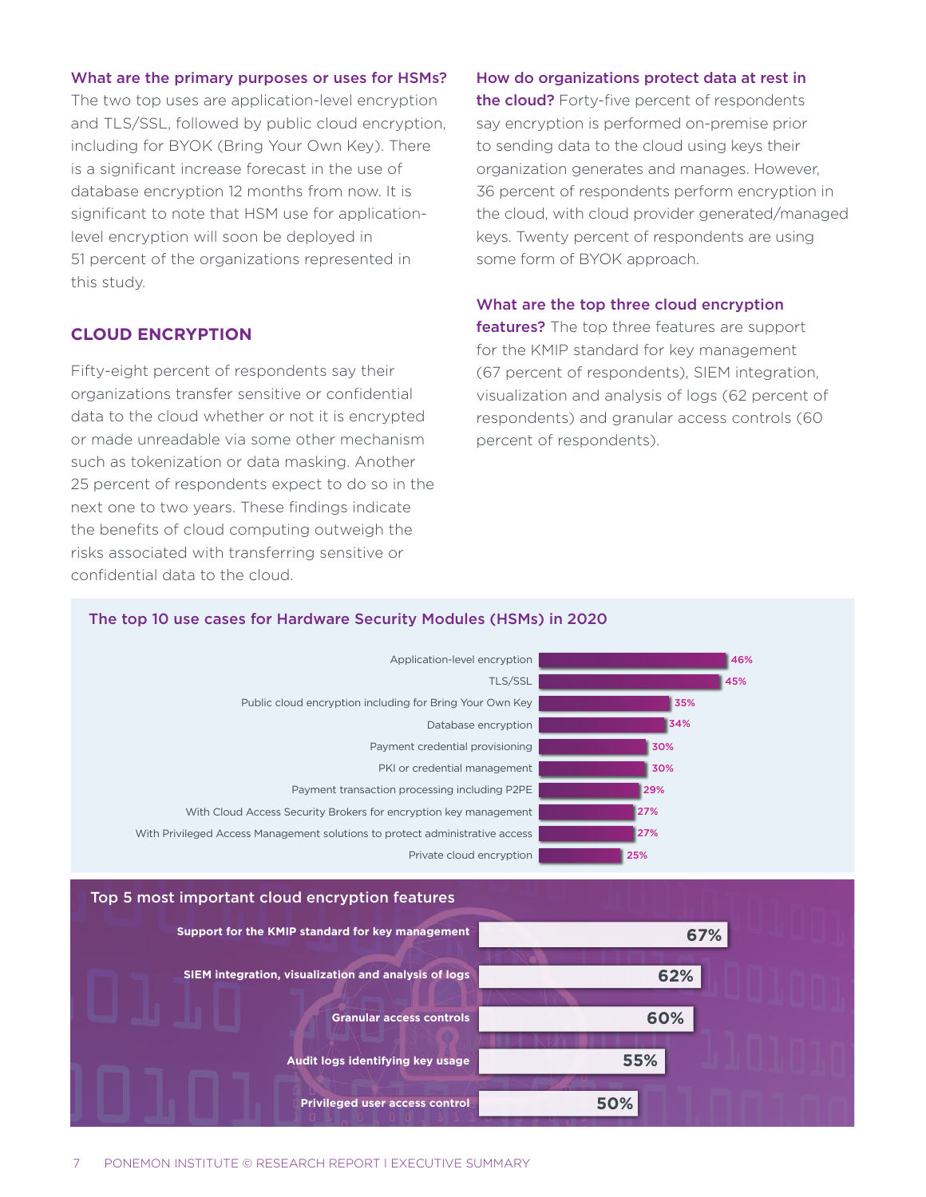**What are the primary purposes or uses for HSMs?** The two top uses are application-level encryption and TLS/SSL, followed by public cloud encryption, including for BYOK (Bring Your Own Key). There is a significant increase forecast in the use of database encryption 12 months from now. It is significant to note that HSM use for application-level encryption will soon be deployed in 51 percent of the organizations represented in this study.

## CLOUD ENCRYPTION

Fifty-eight percent of respondents say their organizations transfer sensitive or confidential data to the cloud whether or not it is encrypted or made unreadable via some other mechanism such as tokenization or data masking. Another 25 percent of respondents expect to do so in the next one to two years. These findings indicate the benefits of cloud computing outweigh the risks associated with transferring sensitive or confidential data to the cloud.

**How do organizations protect data at rest in the cloud?** Forty-five percent of respondents say encryption is performed on-premise prior to sending data to the cloud using keys their organization generates and manages. However, 36 percent of respondents perform encryption in the cloud, with cloud provider generated/managed keys. Twenty percent of respondents are using some form of BYOK approach.

**What are the top three cloud encryption features?** The top three features are support for the KMIP standard for key management (67 percent of respondents), SIEM integration, visualization and analysis of logs (62 percent of respondents) and granular access controls (60 percent of respondents).

### The top 10 use cases for Hardware Security Modules (HSMs) in 2020

| Use case | % |
|---|---|
| Application-level encryption | 46% |
| TLS/SSL | 45% |
| Public cloud encryption including for Bring Your Own Key | 35% |
| Database encryption | 34% |
| Payment credential provisioning | 30% |
| PKI or credential management | 30% |
| Payment transaction processing including P2PE | 29% |
| With Cloud Access Security Brokers for encryption key management | 27% |
| With Privileged Access Management solutions to protect administrative access | 27% |
| Private cloud encryption | 25% |

### Top 5 most important cloud encryption features

| Feature | % |
|---|---|
| Support for the KMIP standard for key management | 67% |
| SIEM integration, visualization and analysis of logs | 62% |
| Granular access controls | 60% |
| Audit logs identifying key usage | 55% |
| Privileged user access control | 50% |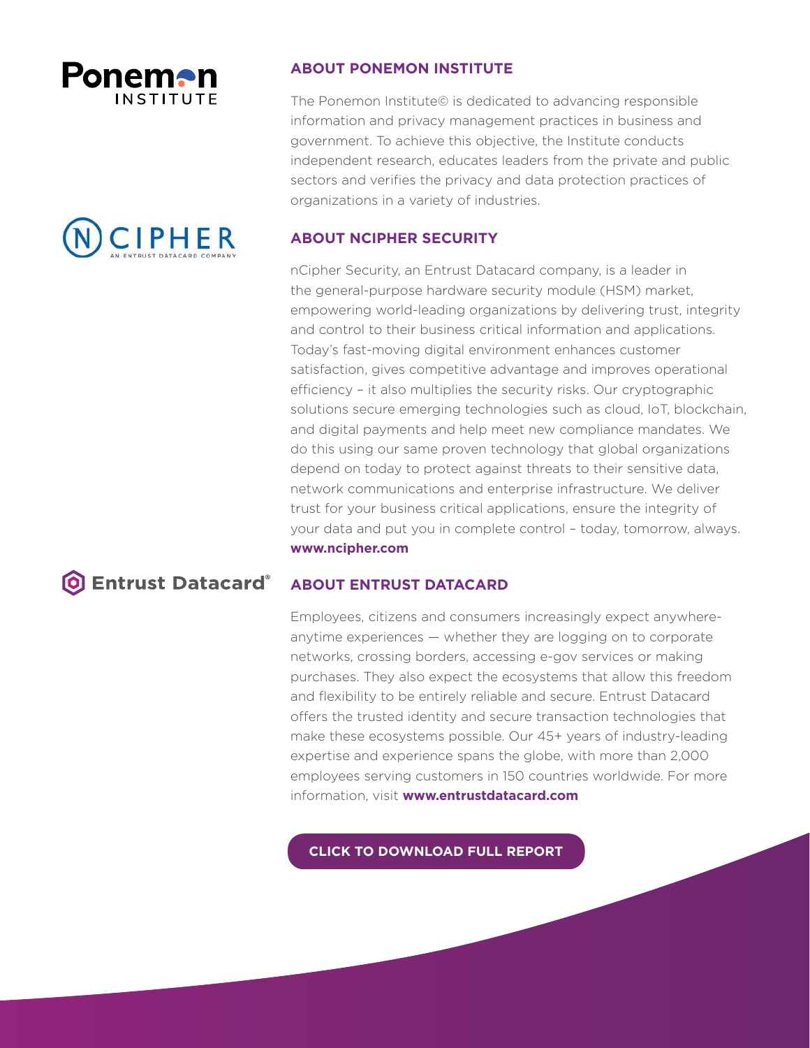## ABOUT PONEMON INSTITUTE

The Ponemon Institute© is dedicated to advancing responsible information and privacy management practices in business and government. To achieve this objective, the Institute conducts independent research, educates leaders from the private and public sectors and verifies the privacy and data protection practices of organizations in a variety of industries.

## ABOUT NCIPHER SECURITY

nCipher Security, an Entrust Datacard company, is a leader in the general-purpose hardware security module (HSM) market, empowering world-leading organizations by delivering trust, integrity and control to their business critical information and applications. Today's fast-moving digital environment enhances customer satisfaction, gives competitive advantage and improves operational efficiency – it also multiplies the security risks. Our cryptographic solutions secure emerging technologies such as cloud, IoT, blockchain, and digital payments and help meet new compliance mandates. We do this using our same proven technology that global organizations depend on today to protect against threats to their sensitive data, network communications and enterprise infrastructure. We deliver trust for your business critical applications, ensure the integrity of your data and put you in complete control – today, tomorrow, always. **www.ncipher.com**

## ABOUT ENTRUST DATACARD

Employees, citizens and consumers increasingly expect anywhere-anytime experiences — whether they are logging on to corporate networks, crossing borders, accessing e-gov services or making purchases. They also expect the ecosystems that allow this freedom and flexibility to be entirely reliable and secure. Entrust Datacard offers the trusted identity and secure transaction technologies that make these ecosystems possible. Our 45+ years of industry-leading expertise and experience spans the globe, with more than 2,000 employees serving customers in 150 countries worldwide. For more information, visit **www.entrustdatacard.com**

**CLICK TO DOWNLOAD FULL REPORT**